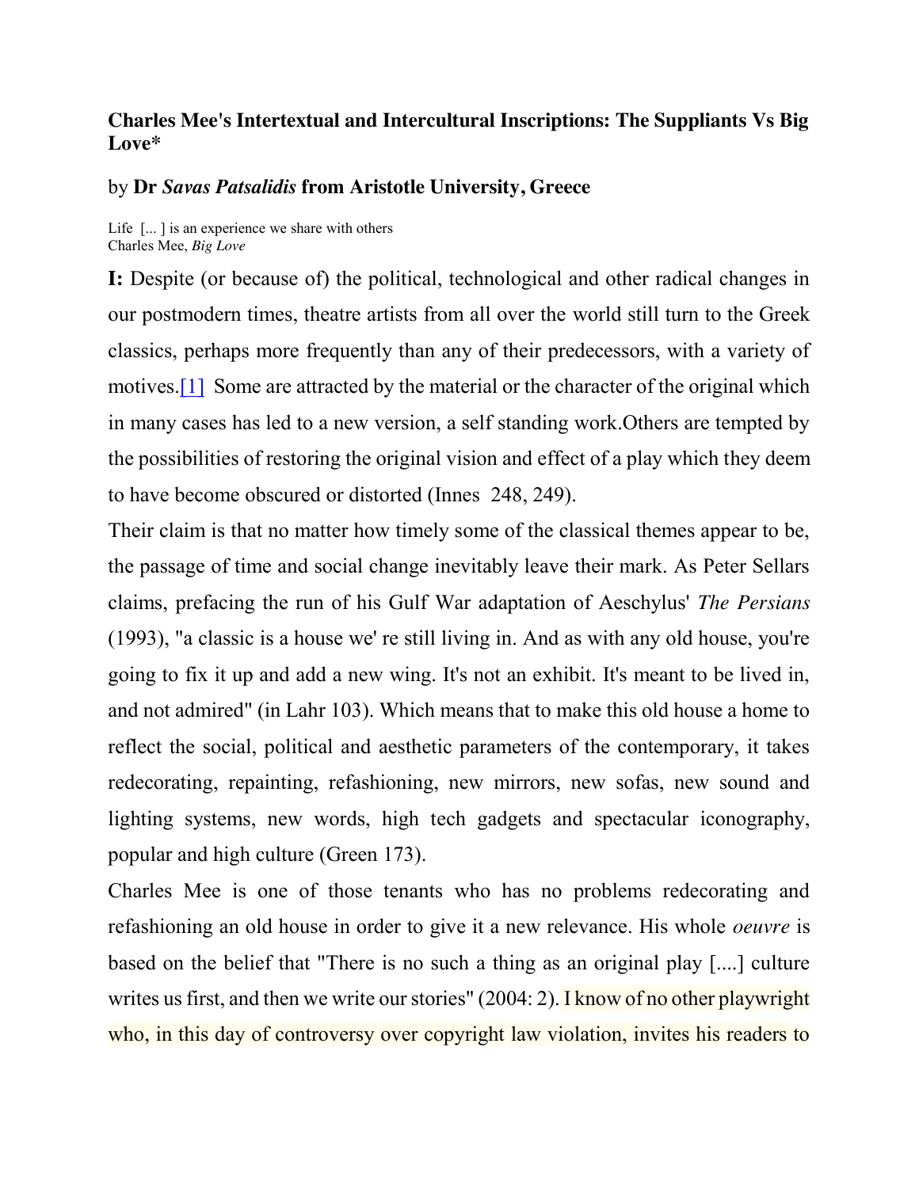## Charles Mee's Intertextual and Intercultural Inscriptions: The Suppliants Vs Big Love*

by **Dr *Savas Patsalidis* from Aristotle University, Greece**

Life [... ] is an experience we share with others
Charles Mee, *Big Love*

**I:** Despite (or because of) the political, technological and other radical changes in our postmodern times, theatre artists from all over the world still turn to the Greek classics, perhaps more frequently than any of their predecessors, with a variety of motives.[1] Some are attracted by the material or the character of the original which in many cases has led to a new version, a self standing work.Others are tempted by the possibilities of restoring the original vision and effect of a play which they deem to have become obscured or distorted (Innes 248, 249).

Their claim is that no matter how timely some of the classical themes appear to be, the passage of time and social change inevitably leave their mark. As Peter Sellars claims, prefacing the run of his Gulf War adaptation of Aeschylus' *The Persians* (1993), "a classic is a house we' re still living in. And as with any old house, you're going to fix it up and add a new wing. It's not an exhibit. It's meant to be lived in, and not admired" (in Lahr 103). Which means that to make this old house a home to reflect the social, political and aesthetic parameters of the contemporary, it takes redecorating, repainting, refashioning, new mirrors, new sofas, new sound and lighting systems, new words, high tech gadgets and spectacular iconography, popular and high culture (Green 173).

Charles Mee is one of those tenants who has no problems redecorating and refashioning an old house in order to give it a new relevance. His whole *oeuvre* is based on the belief that "There is no such a thing as an original play [....] culture writes us first, and then we write our stories" (2004: 2). I know of no other playwright who, in this day of controversy over copyright law violation, invites his readers to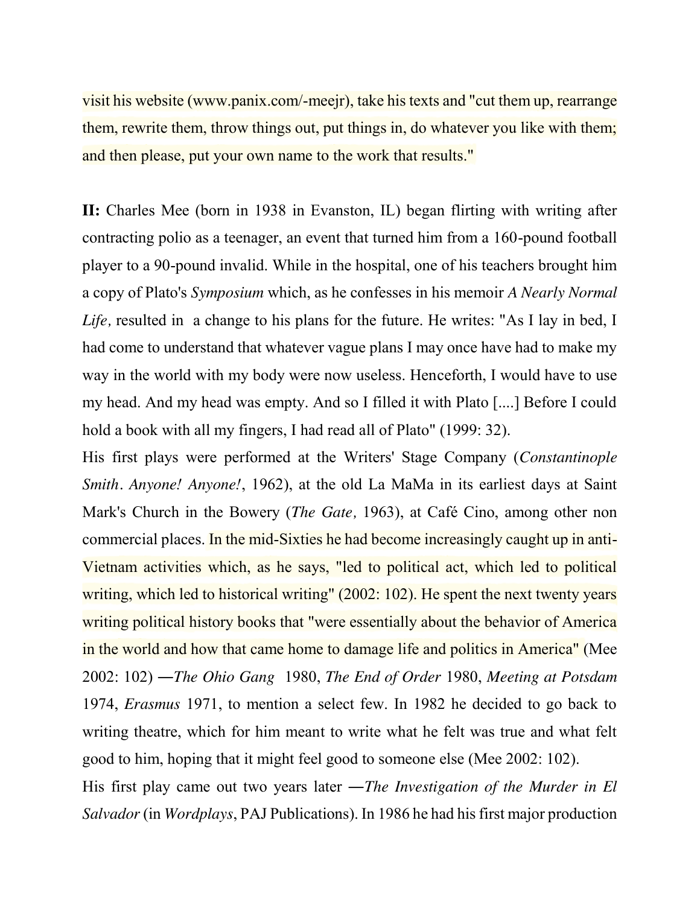visit his website (www.panix.com/-meejr), take his texts and "cut them up, rearrange them, rewrite them, throw things out, put things in, do whatever you like with them; and then please, put your own name to the work that results."

**II:** Charles Mee (born in 1938 in Evanston, IL) began flirting with writing after contracting polio as a teenager, an event that turned him from a 160-pound football player to a 90-pound invalid. While in the hospital, one of his teachers brought him a copy of Plato's *Symposium* which, as he confesses in his memoir *A Nearly Normal Life,* resulted in a change to his plans for the future. He writes: "As I lay in bed, I had come to understand that whatever vague plans I may once have had to make my way in the world with my body were now useless. Henceforth, I would have to use my head. And my head was empty. And so I filled it with Plato [....] Before I could hold a book with all my fingers, I had read all of Plato" (1999: 32).

His first plays were performed at the Writers' Stage Company (*Constantinople Smith*. *Anyone! Anyone!*, 1962), at the old La MaMa in its earliest days at Saint Mark's Church in the Bowery (*The Gate,* 1963), at Café Cino, among other non commercial places. In the mid-Sixties he had become increasingly caught up in anti-Vietnam activities which, as he says, "led to political act, which led to political writing, which led to historical writing" (2002: 102). He spent the next twenty years writing political history books that "were essentially about the behavior of America in the world and how that came home to damage life and politics in America" (Mee 2002: 102) ―*The Ohio Gang* 1980, *The End of Order* 1980, *Meeting at Potsdam* 1974, *Erasmus* 1971, to mention a select few. In 1982 he decided to go back to writing theatre, which for him meant to write what he felt was true and what felt good to him, hoping that it might feel good to someone else (Mee 2002: 102).

His first play came out two years later ―*The Investigation of the Murder in El Salvador* (in *Wordplays*, PAJ Publications). In 1986 he had his first major production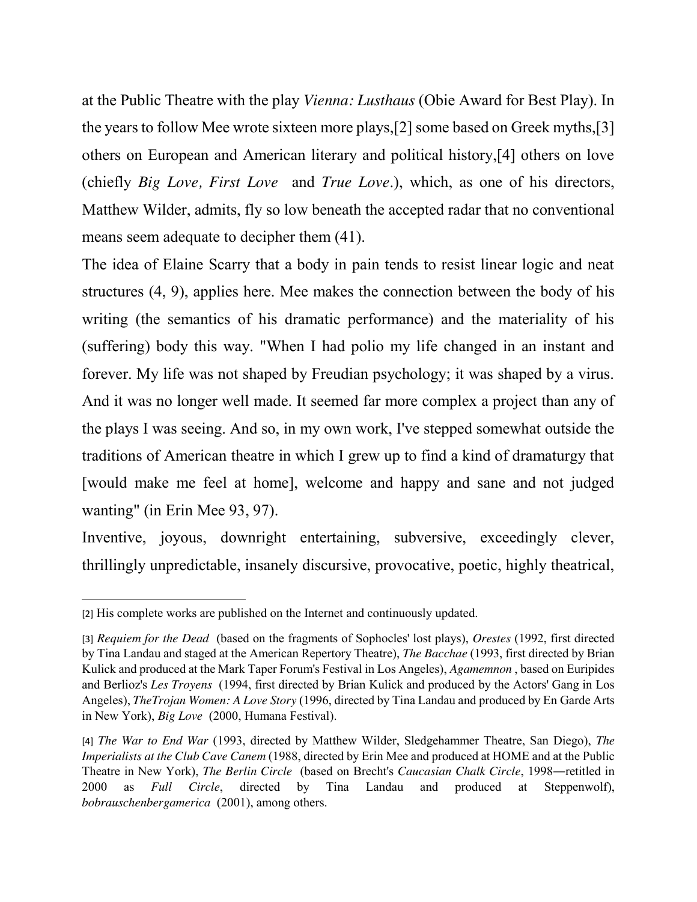at the Public Theatre with the play *Vienna: Lusthaus* (Obie Award for Best Play). In the years to follow Mee wrote sixteen more plays,[2] some based on Greek myths,[3] others on European and American literary and political history,[4] others on love (chiefly *Big Love, First Love* and *True Love*.), which, as one of his directors, Matthew Wilder, admits, fly so low beneath the accepted radar that no conventional means seem adequate to decipher them (41).

The idea of Elaine Scarry that a body in pain tends to resist linear logic and neat structures (4, 9), applies here. Mee makes the connection between the body of his writing (the semantics of his dramatic performance) and the materiality of his (suffering) body this way. "When I had polio my life changed in an instant and forever. My life was not shaped by Freudian psychology; it was shaped by a virus. And it was no longer well made. It seemed far more complex a project than any of the plays I was seeing. And so, in my own work, I've stepped somewhat outside the traditions of American theatre in which I grew up to find a kind of dramaturgy that [would make me feel at home], welcome and happy and sane and not judged wanting" (in Erin Mee 93, 97).

Inventive, joyous, downright entertaining, subversive, exceedingly clever, thrillingly unpredictable, insanely discursive, provocative, poetic, highly theatrical,

---

[2] His complete works are published on the Internet and continuously updated.

[3] *Requiem for the Dead* (based on the fragments of Sophocles' lost plays), *Orestes* (1992, first directed by Tina Landau and staged at the American Repertory Theatre), *The Bacchae* (1993, first directed by Brian Kulick and produced at the Mark Taper Forum's Festival in Los Angeles), *Agamemnon* , based on Euripides and Berlioz's *Les Troyens* (1994, first directed by Brian Kulick and produced by the Actors' Gang in Los Angeles), *TheTrojan Women: A Love Story* (1996, directed by Tina Landau and produced by En Garde Arts in New York), *Big Love* (2000, Humana Festival).

[4] *The War to End War* (1993, directed by Matthew Wilder, Sledgehammer Theatre, San Diego), *The Imperialists at the Club Cave Canem* (1988, directed by Erin Mee and produced at HOME and at the Public Theatre in New York), *The Berlin Circle* (based on Brecht's *Caucasian Chalk Circle*, 1998―retitled in 2000 as *Full Circle*, directed by Tina Landau and produced at Steppenwolf), *bobrauschenbergamerica* (2001), among others.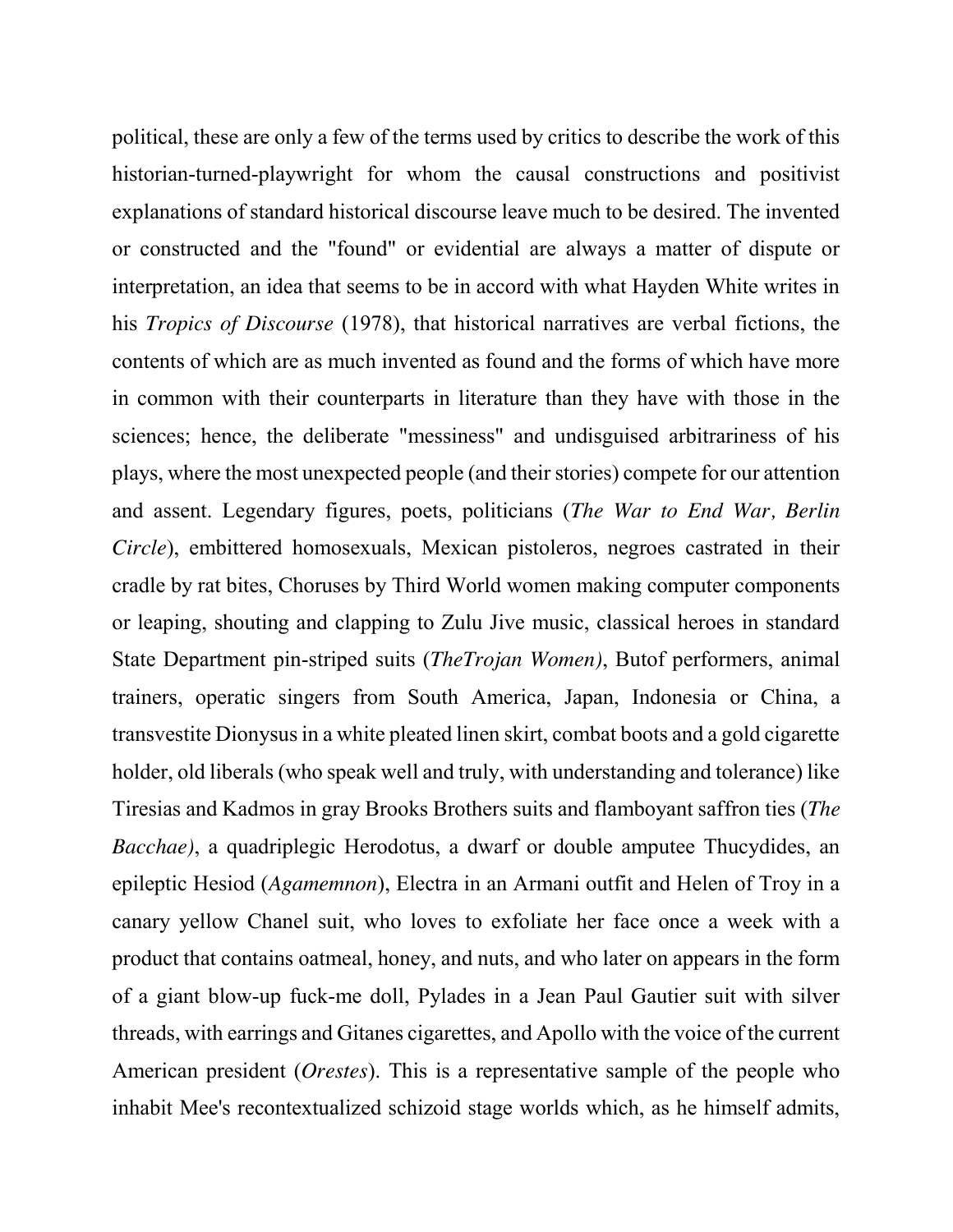political, these are only a few of the terms used by critics to describe the work of this historian-turned-playwright for whom the causal constructions and positivist explanations of standard historical discourse leave much to be desired. The invented or constructed and the "found" or evidential are always a matter of dispute or interpretation, an idea that seems to be in accord with what Hayden White writes in his *Tropics of Discourse* (1978), that historical narratives are verbal fictions, the contents of which are as much invented as found and the forms of which have more in common with their counterparts in literature than they have with those in the sciences; hence, the deliberate "messiness" and undisguised arbitrariness of his plays, where the most unexpected people (and their stories) compete for our attention and assent. Legendary figures, poets, politicians (*The War to End War, Berlin Circle*), embittered homosexuals, Mexican pistoleros, negroes castrated in their cradle by rat bites, Choruses by Third World women making computer components or leaping, shouting and clapping to Zulu Jive music, classical heroes in standard State Department pin-striped suits (*TheTrojan Women)*, Butof performers, animal trainers, operatic singers from South America, Japan, Indonesia or China, a transvestite Dionysus in a white pleated linen skirt, combat boots and a gold cigarette holder, old liberals (who speak well and truly, with understanding and tolerance) like Tiresias and Kadmos in gray Brooks Brothers suits and flamboyant saffron ties (*The Bacchae)*, a quadriplegic Herodotus, a dwarf or double amputee Thucydides, an epileptic Hesiod (*Agamemnon*), Electra in an Armani outfit and Helen of Troy in a canary yellow Chanel suit, who loves to exfoliate her face once a week with a product that contains oatmeal, honey, and nuts, and who later on appears in the form of a giant blow-up fuck-me doll, Pylades in a Jean Paul Gautier suit with silver threads, with earrings and Gitanes cigarettes, and Apollo with the voice of the current American president (*Orestes*). This is a representative sample of the people who inhabit Mee's recontextualized schizoid stage worlds which, as he himself admits,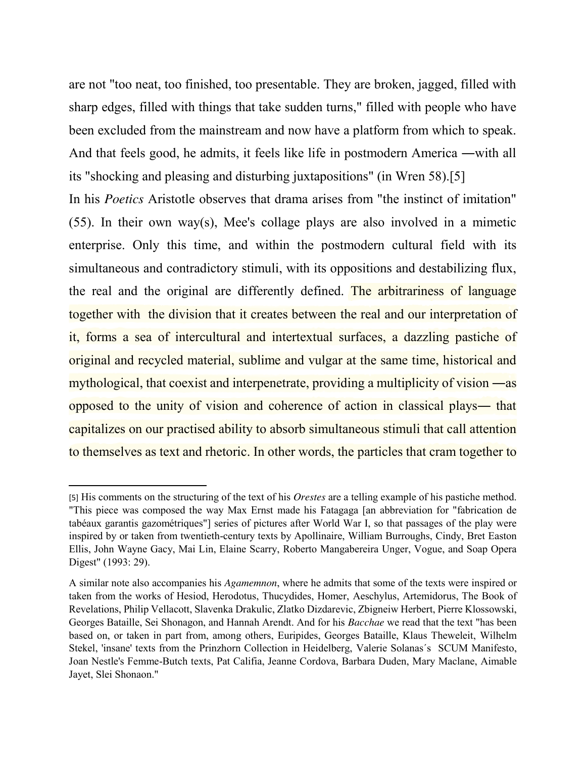are not "too neat, too finished, too presentable. They are broken, jagged, filled with sharp edges, filled with things that take sudden turns," filled with people who have been excluded from the mainstream and now have a platform from which to speak. And that feels good, he admits, it feels like life in postmodern America ―with all its "shocking and pleasing and disturbing juxtapositions" (in Wren 58).[5]

In his *Poetics* Aristotle observes that drama arises from "the instinct of imitation" (55). In their own way(s), Mee's collage plays are also involved in a mimetic enterprise. Only this time, and within the postmodern cultural field with its simultaneous and contradictory stimuli, with its oppositions and destabilizing flux, the real and the original are differently defined. The arbitrariness of language together with the division that it creates between the real and our interpretation of it, forms a sea of intercultural and intertextual surfaces, a dazzling pastiche of original and recycled material, sublime and vulgar at the same time, historical and mythological, that coexist and interpenetrate, providing a multiplicity of vision ―as opposed to the unity of vision and coherence of action in classical plays― that capitalizes on our practised ability to absorb simultaneous stimuli that call attention to themselves as text and rhetoric. In other words, the particles that cram together to

---

[5] His comments on the structuring of the text of his *Orestes* are a telling example of his pastiche method. "This piece was composed the way Max Ernst made his Fatagaga [an abbreviation for "fabrication de tabéaux garantis gazométriques"] series of pictures after World War I, so that passages of the play were inspired by or taken from twentieth-century texts by Apollinaire, William Burroughs, Cindy, Bret Easton Ellis, John Wayne Gacy, Mai Lin, Elaine Scarry, Roberto Mangabereira Unger, Vogue, and Soap Opera Digest" (1993: 29).

A similar note also accompanies his *Agamemnon*, where he admits that some of the texts were inspired or taken from the works of Hesiod, Herodotus, Thucydides, Homer, Aeschylus, Artemidorus, The Book of Revelations, Philip Vellacott, Slavenka Drakulic, Zlatko Dizdarevic, Zbigneiw Herbert, Pierre Klossowski, Georges Bataille, Sei Shonagon, and Hannah Arendt. And for his *Bacchae* we read that the text "has been based on, or taken in part from, among others, Euripides, Georges Bataille, Klaus Theweleit, Wilhelm Stekel, 'insane' texts from the Prinzhorn Collection in Heidelberg, Valerie Solanas´s SCUM Manifesto, Joan Nestle's Femme-Butch texts, Pat Califia, Jeanne Cordova, Barbara Duden, Mary Maclane, Aimable Jayet, Slei Shonaon."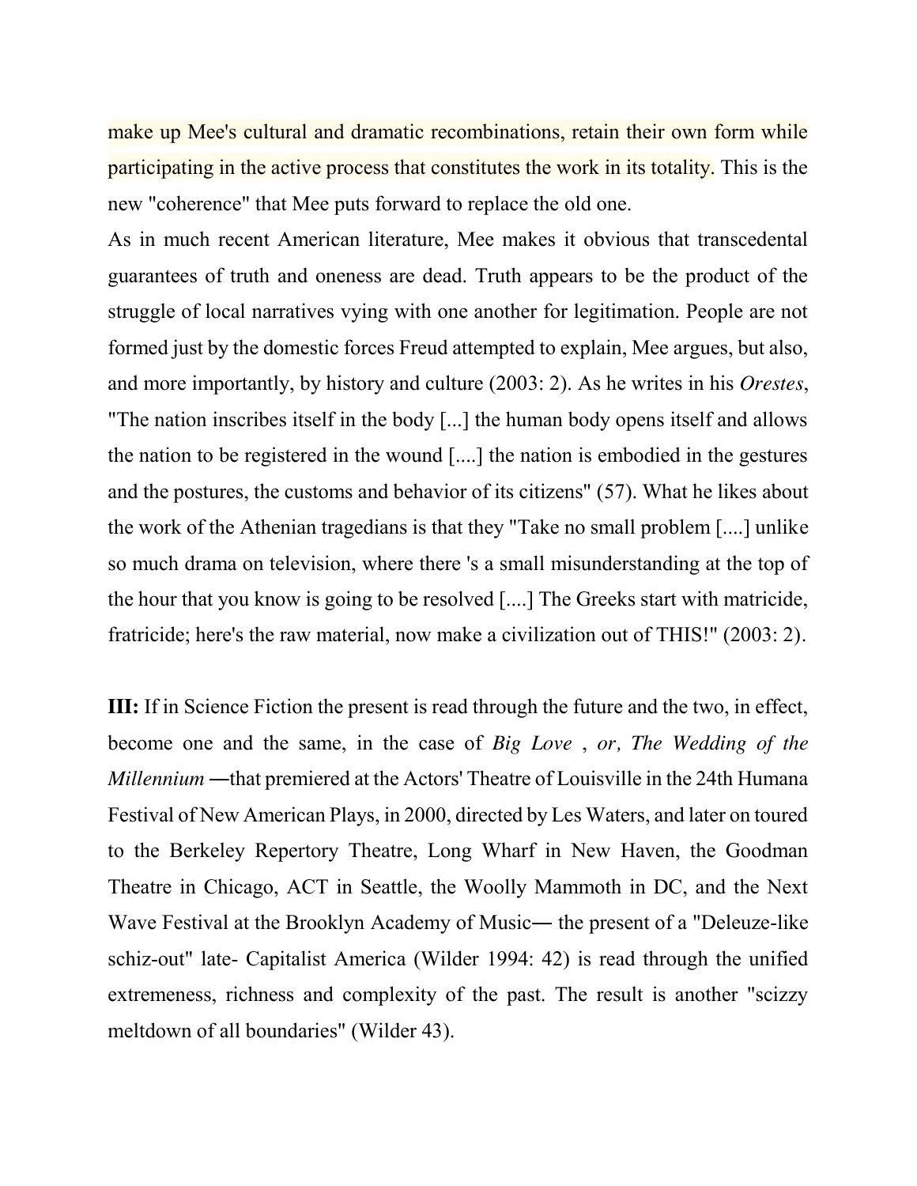make up Mee's cultural and dramatic recombinations, retain their own form while participating in the active process that constitutes the work in its totality. This is the new "coherence" that Mee puts forward to replace the old one.

As in much recent American literature, Mee makes it obvious that transcedental guarantees of truth and oneness are dead. Truth appears to be the product of the struggle of local narratives vying with one another for legitimation. People are not formed just by the domestic forces Freud attempted to explain, Mee argues, but also, and more importantly, by history and culture (2003: 2). As he writes in his *Orestes*, "The nation inscribes itself in the body [...] the human body opens itself and allows the nation to be registered in the wound [....] the nation is embodied in the gestures and the postures, the customs and behavior of its citizens" (57). What he likes about the work of the Athenian tragedians is that they "Take no small problem [....] unlike so much drama on television, where there 's a small misunderstanding at the top of the hour that you know is going to be resolved [....] The Greeks start with matricide, fratricide; here's the raw material, now make a civilization out of THIS!" (2003: 2).

**III:** If in Science Fiction the present is read through the future and the two, in effect, become one and the same, in the case of *Big Love* , *or, The Wedding of the Millennium* —that premiered at the Actors' Theatre of Louisville in the 24th Humana Festival of New American Plays, in 2000, directed by Les Waters, and later on toured to the Berkeley Repertory Theatre, Long Wharf in New Haven, the Goodman Theatre in Chicago, ACT in Seattle, the Woolly Mammoth in DC, and the Next Wave Festival at the Brooklyn Academy of Music— the present of a "Deleuze-like schiz-out" late- Capitalist America (Wilder 1994: 42) is read through the unified extremeness, richness and complexity of the past. The result is another "scizzy meltdown of all boundaries" (Wilder 43).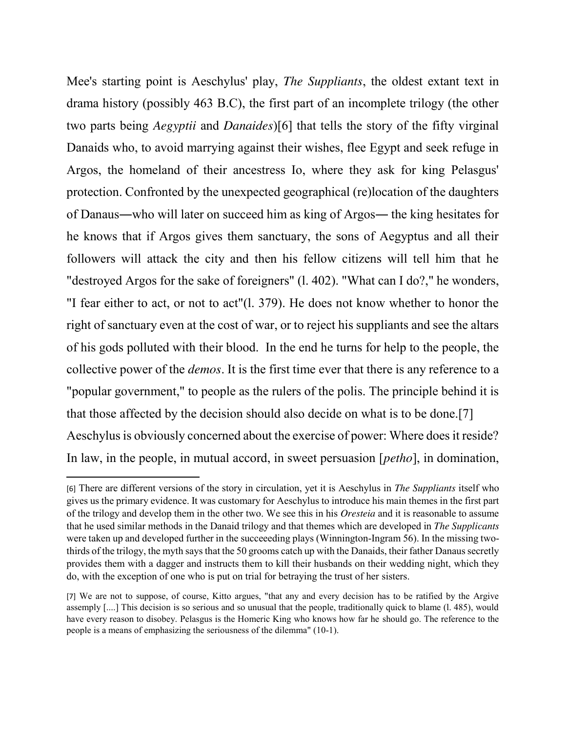Mee's starting point is Aeschylus' play, *The Suppliants*, the oldest extant text in drama history (possibly 463 B.C), the first part of an incomplete trilogy (the other two parts being *Aegyptii* and *Danaides*)[6] that tells the story of the fifty virginal Danaids who, to avoid marrying against their wishes, flee Egypt and seek refuge in Argos, the homeland of their ancestress Io, where they ask for king Pelasgus' protection. Confronted by the unexpected geographical (re)location of the daughters of Danaus―who will later on succeed him as king of Argos― the king hesitates for he knows that if Argos gives them sanctuary, the sons of Aegyptus and all their followers will attack the city and then his fellow citizens will tell him that he "destroyed Argos for the sake of foreigners" (l. 402). "What can I do?," he wonders, "I fear either to act, or not to act"(l. 379). He does not know whether to honor the right of sanctuary even at the cost of war, or to reject his suppliants and see the altars of his gods polluted with their blood. In the end he turns for help to the people, the collective power of the *demos*. It is the first time ever that there is any reference to a "popular government," to people as the rulers of the polis. The principle behind it is that those affected by the decision should also decide on what is to be done.[7] Aeschylus is obviously concerned about the exercise of power: Where does it reside? In law, in the people, in mutual accord, in sweet persuasion [*petho*], in domination,

---

[6] There are different versions of the story in circulation, yet it is Aeschylus in *The Suppliants* itself who gives us the primary evidence. It was customary for Aeschylus to introduce his main themes in the first part of the trilogy and develop them in the other two. We see this in his *Oresteia* and it is reasonable to assume that he used similar methods in the Danaid trilogy and that themes which are developed in *The Supplicants* were taken up and developed further in the succeeeding plays (Winnington-Ingram 56). In the missing two-thirds of the trilogy, the myth says that the 50 grooms catch up with the Danaids, their father Danaus secretly provides them with a dagger and instructs them to kill their husbands on their wedding night, which they do, with the exception of one who is put on trial for betraying the trust of her sisters.

[7] We are not to suppose, of course, Kitto argues, "that any and every decision has to be ratified by the Argive assemply [....] This decision is so serious and so unusual that the people, traditionally quick to blame (l. 485), would have every reason to disobey. Pelasgus is the Homeric King who knows how far he should go. The reference to the people is a means of emphasizing the seriousness of the dilemma" (10-1).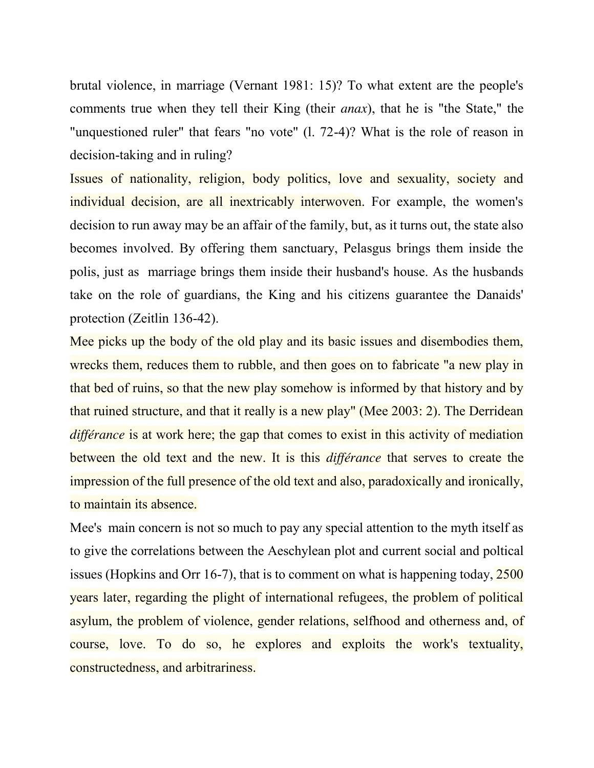brutal violence, in marriage (Vernant 1981: 15)? To what extent are the people's comments true when they tell their King (their *anax*), that he is "the State," the "unquestioned ruler" that fears "no vote" (l. 72-4)? What is the role of reason in decision-taking and in ruling?

Issues of nationality, religion, body politics, love and sexuality, society and individual decision, are all inextricably interwoven. For example, the women's decision to run away may be an affair of the family, but, as it turns out, the state also becomes involved. By offering them sanctuary, Pelasgus brings them inside the polis, just as marriage brings them inside their husband's house. As the husbands take on the role of guardians, the King and his citizens guarantee the Danaids' protection (Zeitlin 136-42).

Mee picks up the body of the old play and its basic issues and disembodies them, wrecks them, reduces them to rubble, and then goes on to fabricate "a new play in that bed of ruins, so that the new play somehow is informed by that history and by that ruined structure, and that it really is a new play" (Mee 2003: 2). The Derridean *différance* is at work here; the gap that comes to exist in this activity of mediation between the old text and the new. It is this *différance* that serves to create the impression of the full presence of the old text and also, paradoxically and ironically, to maintain its absence.

Mee's main concern is not so much to pay any special attention to the myth itself as to give the correlations between the Aeschylean plot and current social and poltical issues (Hopkins and Orr 16-7), that is to comment on what is happening today, 2500 years later, regarding the plight of international refugees, the problem of political asylum, the problem of violence, gender relations, selfhood and otherness and, of course, love. To do so, he explores and exploits the work's textuality, constructedness, and arbitrariness.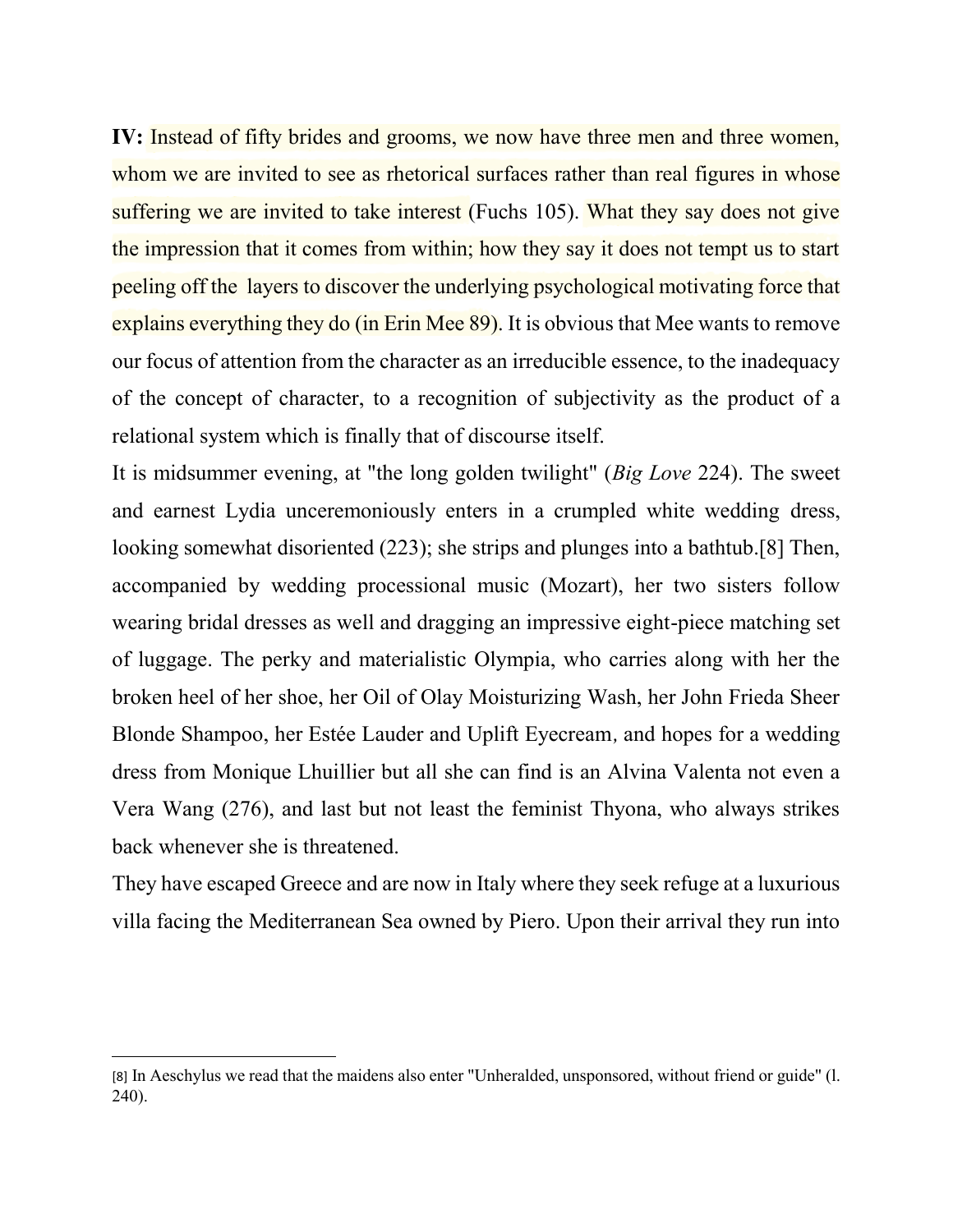**IV:** Instead of fifty brides and grooms, we now have three men and three women, whom we are invited to see as rhetorical surfaces rather than real figures in whose suffering we are invited to take interest (Fuchs 105). What they say does not give the impression that it comes from within; how they say it does not tempt us to start peeling off the layers to discover the underlying psychological motivating force that explains everything they do (in Erin Mee 89). It is obvious that Mee wants to remove our focus of attention from the character as an irreducible essence, to the inadequacy of the concept of character, to a recognition of subjectivity as the product of a relational system which is finally that of discourse itself.

It is midsummer evening, at "the long golden twilight" (*Big Love* 224). The sweet and earnest Lydia unceremoniously enters in a crumpled white wedding dress, looking somewhat disoriented (223); she strips and plunges into a bathtub.[8] Then, accompanied by wedding processional music (Mozart), her two sisters follow wearing bridal dresses as well and dragging an impressive eight-piece matching set of luggage. The perky and materialistic Olympia, who carries along with her the broken heel of her shoe, her Oil of Olay Moisturizing Wash, her John Frieda Sheer Blonde Shampoo, her Estée Lauder and Uplift Eyecream, and hopes for a wedding dress from Monique Lhuillier but all she can find is an Alvina Valenta not even a Vera Wang (276), and last but not least the feminist Thyona, who always strikes back whenever she is threatened.

They have escaped Greece and are now in Italy where they seek refuge at a luxurious villa facing the Mediterranean Sea owned by Piero. Upon their arrival they run into

---

[8] In Aeschylus we read that the maidens also enter "Unheralded, unsponsored, without friend or guide" (l. 240).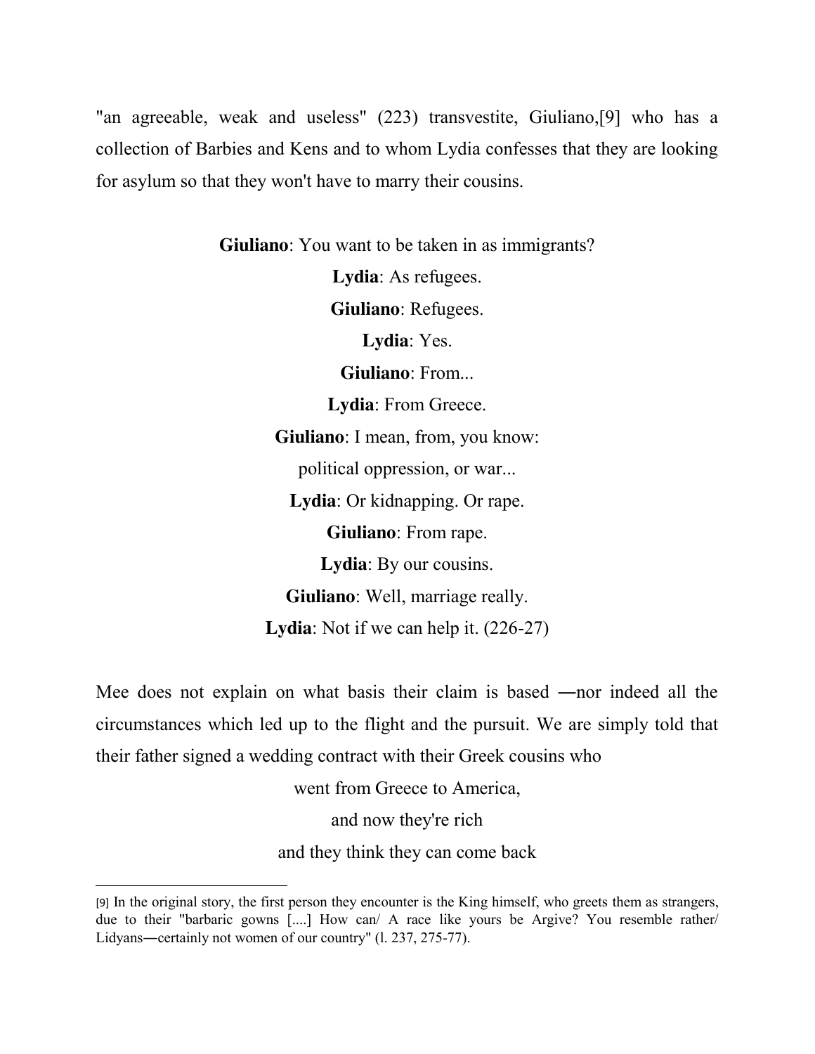"an agreeable, weak and useless" (223) transvestite, Giuliano,[9] who has a collection of Barbies and Kens and to whom Lydia confesses that they are looking for asylum so that they won't have to marry their cousins.

**Giuliano**: You want to be taken in as immigrants?  
**Lydia**: As refugees.  
**Giuliano**: Refugees.  
**Lydia**: Yes.  
**Giuliano**: From...  
**Lydia**: From Greece.  
**Giuliano**: I mean, from, you know:  
political oppression, or war...  
**Lydia**: Or kidnapping. Or rape.  
**Giuliano**: From rape.  
**Lydia**: By our cousins.  
**Giuliano**: Well, marriage really.  
**Lydia**: Not if we can help it. (226-27)

Mee does not explain on what basis their claim is based ―nor indeed all the circumstances which led up to the flight and the pursuit. We are simply told that their father signed a wedding contract with their Greek cousins who

went from Greece to America,  
and now they're rich  
and they think they can come back

---

[9] In the original story, the first person they encounter is the King himself, who greets them as strangers, due to their "barbaric gowns [....] How can/ A race like yours be Argive? You resemble rather/ Lidyans―certainly not women of our country" (l. 237, 275-77).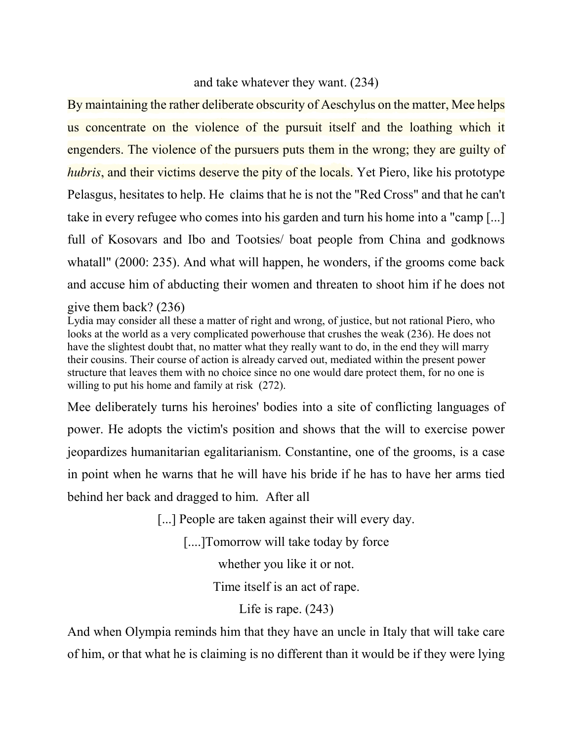and take whatever they want. (234)

By maintaining the rather deliberate obscurity of Aeschylus on the matter, Mee helps us concentrate on the violence of the pursuit itself and the loathing which it engenders. The violence of the pursuers puts them in the wrong; they are guilty of *hubris*, and their victims deserve the pity of the locals. Yet Piero, like his prototype Pelasgus, hesitates to help. He claims that he is not the "Red Cross" and that he can't take in every refugee who comes into his garden and turn his home into a "camp [...] full of Kosovars and Ibo and Tootsies/ boat people from China and godknows whatall" (2000: 235). And what will happen, he wonders, if the grooms come back and accuse him of abducting their women and threaten to shoot him if he does not give them back? (236)

Lydia may consider all these a matter of right and wrong, of justice, but not rational Piero, who looks at the world as a very complicated powerhouse that crushes the weak (236). He does not have the slightest doubt that, no matter what they really want to do, in the end they will marry their cousins. Their course of action is already carved out, mediated within the present power structure that leaves them with no choice since no one would dare protect them, for no one is willing to put his home and family at risk (272).

Mee deliberately turns his heroines' bodies into a site of conflicting languages of power. He adopts the victim's position and shows that the will to exercise power jeopardizes humanitarian egalitarianism. Constantine, one of the grooms, is a case in point when he warns that he will have his bride if he has to have her arms tied behind her back and dragged to him. After all

[...] People are taken against their will every day.  
[....]Tomorrow will take today by force  
whether you like it or not.  
Time itself is an act of rape.  
Life is rape. (243)

And when Olympia reminds him that they have an uncle in Italy that will take care of him, or that what he is claiming is no different than it would be if they were lying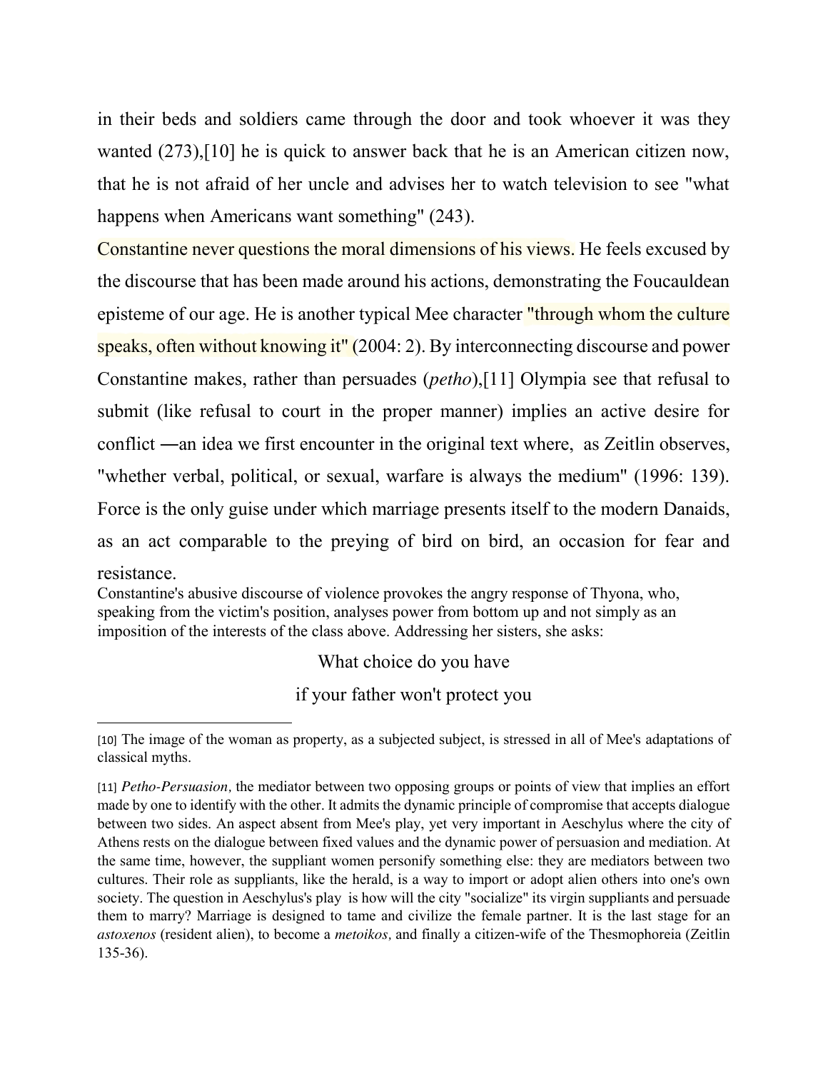in their beds and soldiers came through the door and took whoever it was they wanted (273),[10] he is quick to answer back that he is an American citizen now, that he is not afraid of her uncle and advises her to watch television to see "what happens when Americans want something" (243).

Constantine never questions the moral dimensions of his views. He feels excused by the discourse that has been made around his actions, demonstrating the Foucauldean episteme of our age. He is another typical Mee character "through whom the culture speaks, often without knowing it" (2004: 2). By interconnecting discourse and power Constantine makes, rather than persuades (*petho*),[11] Olympia see that refusal to submit (like refusal to court in the proper manner) implies an active desire for conflict ―an idea we first encounter in the original text where, as Zeitlin observes, "whether verbal, political, or sexual, warfare is always the medium" (1996: 139). Force is the only guise under which marriage presents itself to the modern Danaids, as an act comparable to the preying of bird on bird, an occasion for fear and resistance.

Constantine's abusive discourse of violence provokes the angry response of Thyona, who, speaking from the victim's position, analyses power from bottom up and not simply as an imposition of the interests of the class above. Addressing her sisters, she asks:

What choice do you have
if your father won't protect you

---

[10] The image of the woman as property, as a subjected subject, is stressed in all of Mee's adaptations of classical myths.

[11] *Petho-Persuasion,* the mediator between two opposing groups or points of view that implies an effort made by one to identify with the other. It admits the dynamic principle of compromise that accepts dialogue between two sides. An aspect absent from Mee's play, yet very important in Aeschylus where the city of Athens rests on the dialogue between fixed values and the dynamic power of persuasion and mediation. At the same time, however, the suppliant women personify something else: they are mediators between two cultures. Their role as suppliants, like the herald, is a way to import or adopt alien others into one's own society. The question in Aeschylus's play is how will the city "socialize" its virgin suppliants and persuade them to marry? Marriage is designed to tame and civilize the female partner. It is the last stage for an *astoxenos* (resident alien), to become a *metoikos,* and finally a citizen-wife of the Thesmophoreia (Zeitlin 135-36).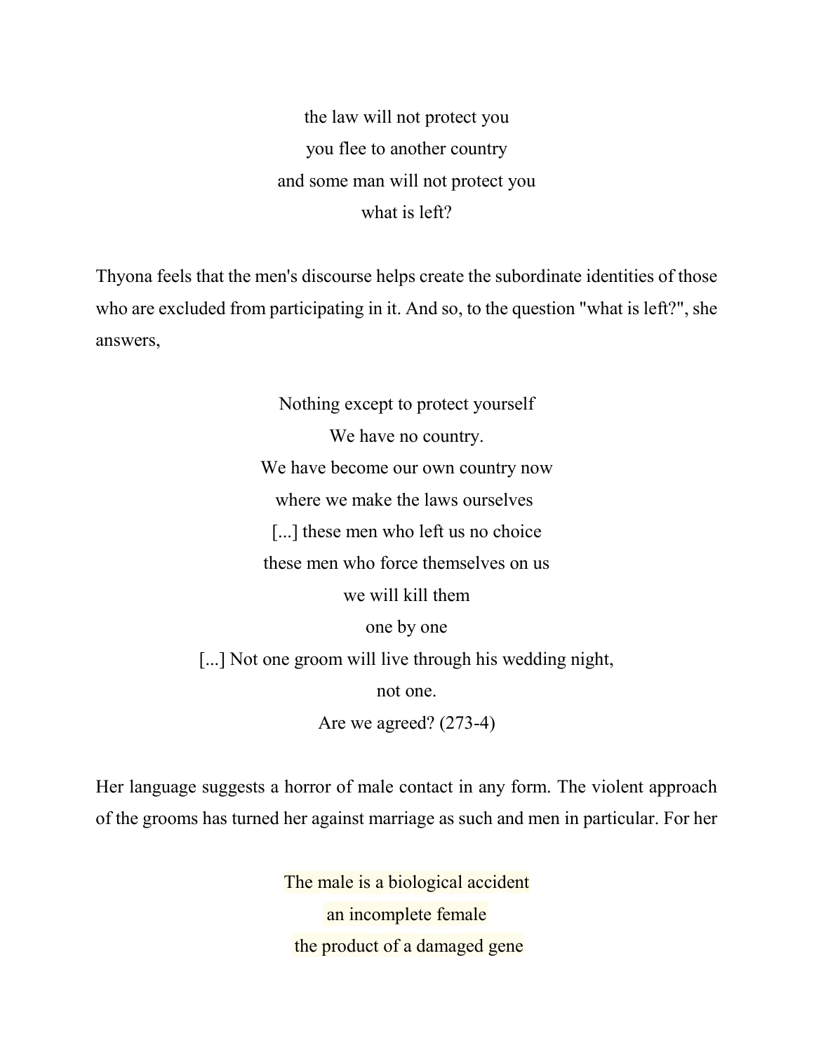the law will not protect you
you flee to another country
and some man will not protect you
what is left?

Thyona feels that the men's discourse helps create the subordinate identities of those who are excluded from participating in it. And so, to the question "what is left?", she answers,

Nothing except to protect yourself
We have no country.
We have become our own country now
where we make the laws ourselves
[...] these men who left us no choice
these men who force themselves on us
we will kill them
one by one
[...] Not one groom will live through his wedding night,
not one.
Are we agreed? (273-4)

Her language suggests a horror of male contact in any form. The violent approach of the grooms has turned her against marriage as such and men in particular. For her

The male is a biological accident
an incomplete female
the product of a damaged gene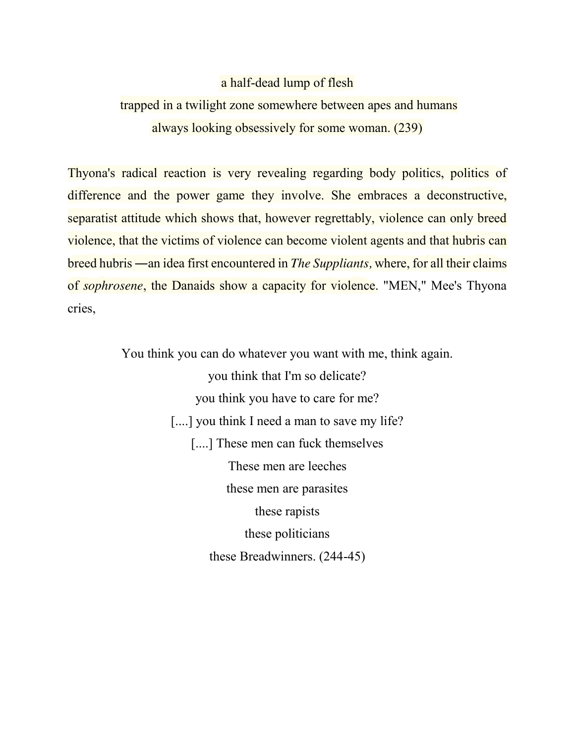a half-dead lump of flesh
trapped in a twilight zone somewhere between apes and humans
always looking obsessively for some woman. (239)

Thyona's radical reaction is very revealing regarding body politics, politics of difference and the power game they involve. She embraces a deconstructive, separatist attitude which shows that, however regrettably, violence can only breed violence, that the victims of violence can become violent agents and that hubris can breed hubris ―an idea first encountered in *The Suppliants,* where, for all their claims of *sophrosene*, the Danaids show a capacity for violence. "MEN," Mee's Thyona cries,

> You think you can do whatever you want with me, think again.
> you think that I'm so delicate?
> you think you have to care for me?
> [....] you think I need a man to save my life?
> [....] These men can fuck themselves
> These men are leeches
> these men are parasites
> these rapists
> these politicians
> these Breadwinners. (244-45)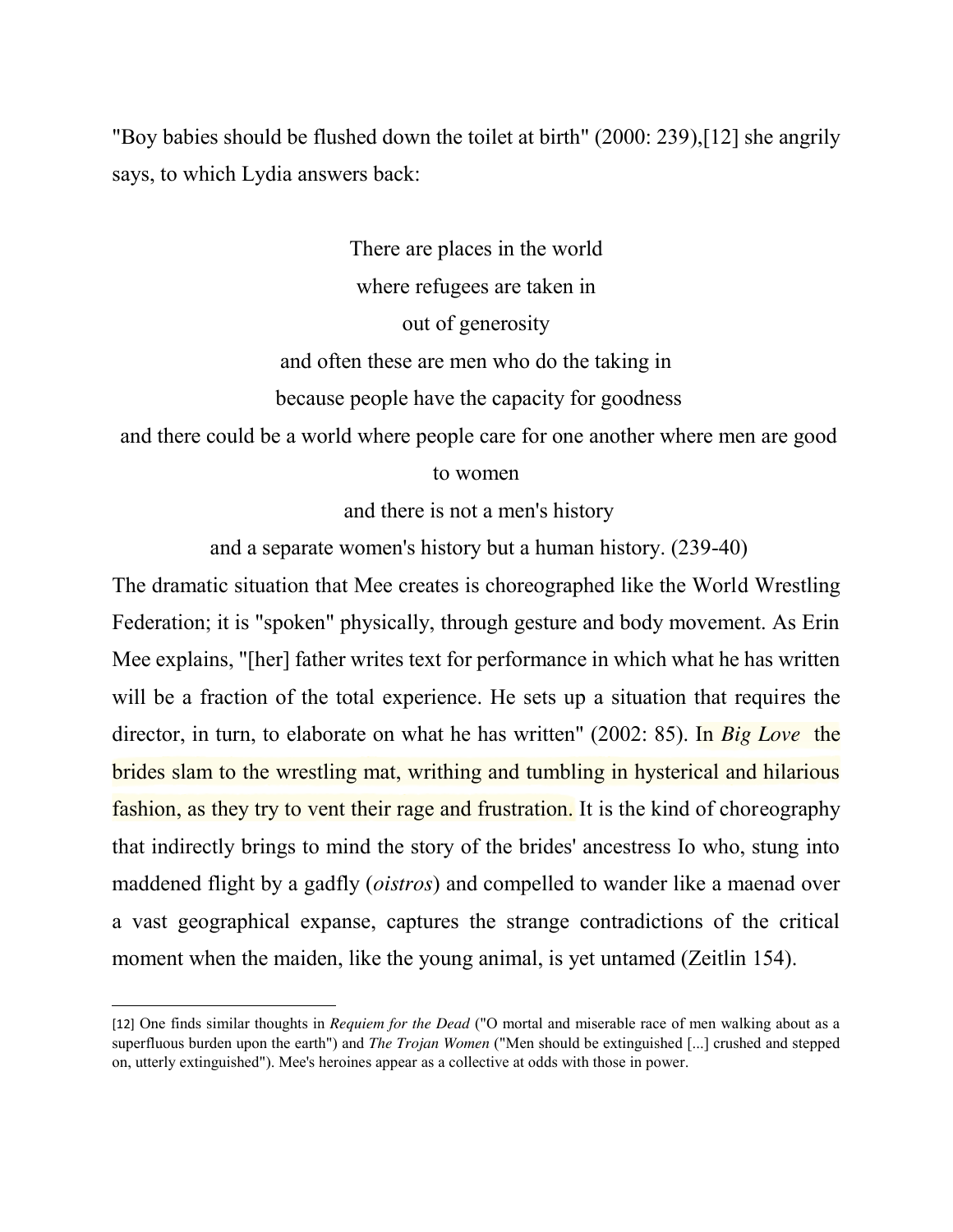"Boy babies should be flushed down the toilet at birth" (2000: 239),[12] she angrily says, to which Lydia answers back:

> There are places in the world
> where refugees are taken in
> out of generosity
> and often these are men who do the taking in
> because people have the capacity for goodness
> and there could be a world where people care for one another where men are good to women
> and there is not a men's history
> and a separate women's history but a human history. (239-40)

The dramatic situation that Mee creates is choreographed like the World Wrestling Federation; it is "spoken" physically, through gesture and body movement. As Erin Mee explains, "[her] father writes text for performance in which what he has written will be a fraction of the total experience. He sets up a situation that requires the director, in turn, to elaborate on what he has written" (2002: 85). In *Big Love* the brides slam to the wrestling mat, writhing and tumbling in hysterical and hilarious fashion, as they try to vent their rage and frustration. It is the kind of choreography that indirectly brings to mind the story of the brides' ancestress Io who, stung into maddened flight by a gadfly (*oistros*) and compelled to wander like a maenad over a vast geographical expanse, captures the strange contradictions of the critical moment when the maiden, like the young animal, is yet untamed (Zeitlin 154).

---

[12] One finds similar thoughts in *Requiem for the Dead* ("O mortal and miserable race of men walking about as a superfluous burden upon the earth") and *The Trojan Women* ("Men should be extinguished [...] crushed and stepped on, utterly extinguished"). Mee's heroines appear as a collective at odds with those in power.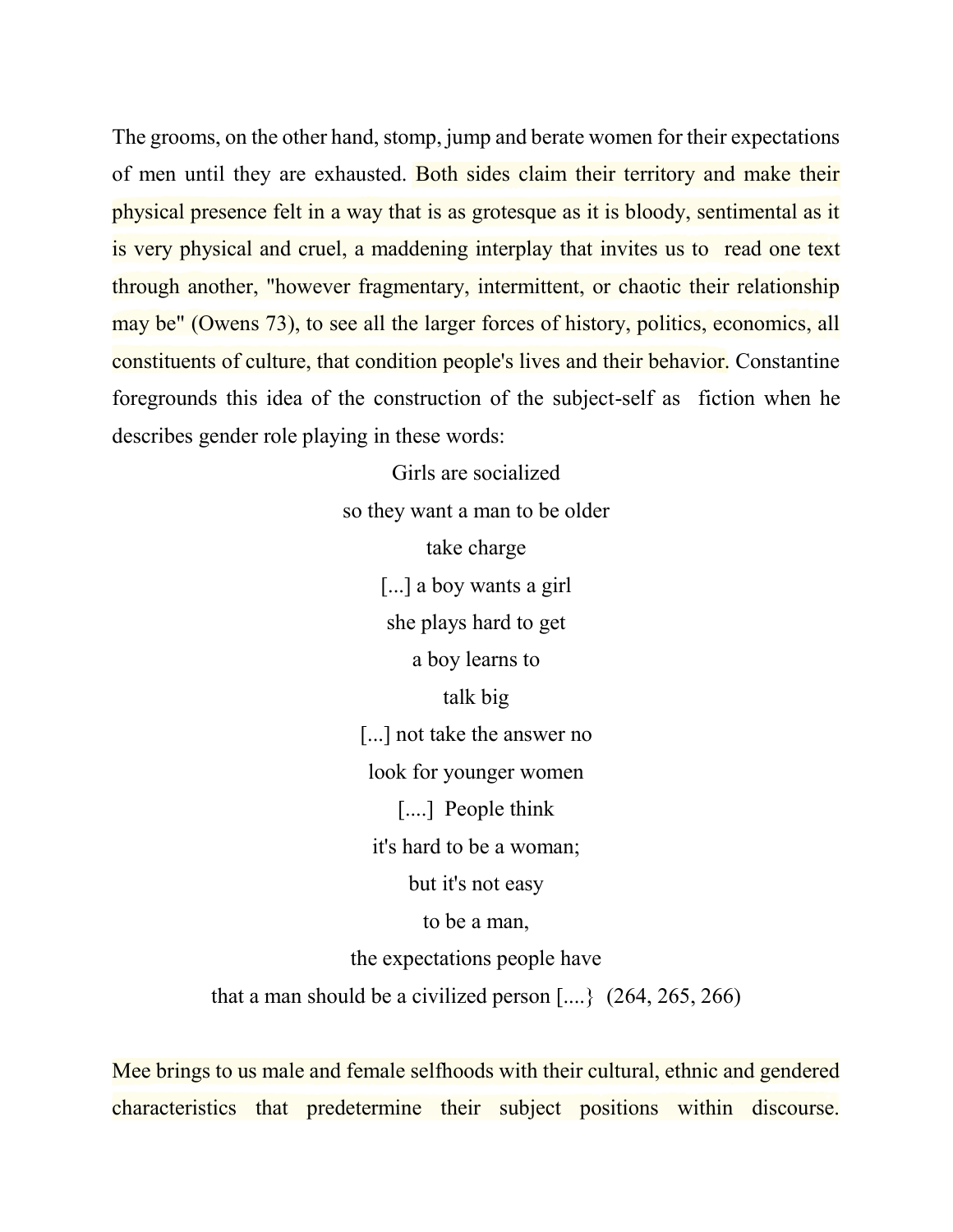The grooms, on the other hand, stomp, jump and berate women for their expectations of men until they are exhausted. Both sides claim their territory and make their physical presence felt in a way that is as grotesque as it is bloody, sentimental as it is very physical and cruel, a maddening interplay that invites us to read one text through another, "however fragmentary, intermittent, or chaotic their relationship may be" (Owens 73), to see all the larger forces of history, politics, economics, all constituents of culture, that condition people's lives and their behavior. Constantine foregrounds this idea of the construction of the subject-self as fiction when he describes gender role playing in these words:

> Girls are socialized
> so they want a man to be older
> take charge
> [...] a boy wants a girl
> she plays hard to get
> a boy learns to
> talk big
> [...] not take the answer no
> look for younger women
> [....] People think
> it's hard to be a woman;
> but it's not easy
> to be a man,
> the expectations people have
> that a man should be a civilized person [....} (264, 265, 266)

Mee brings to us male and female selfhoods with their cultural, ethnic and gendered characteristics that predetermine their subject positions within discourse.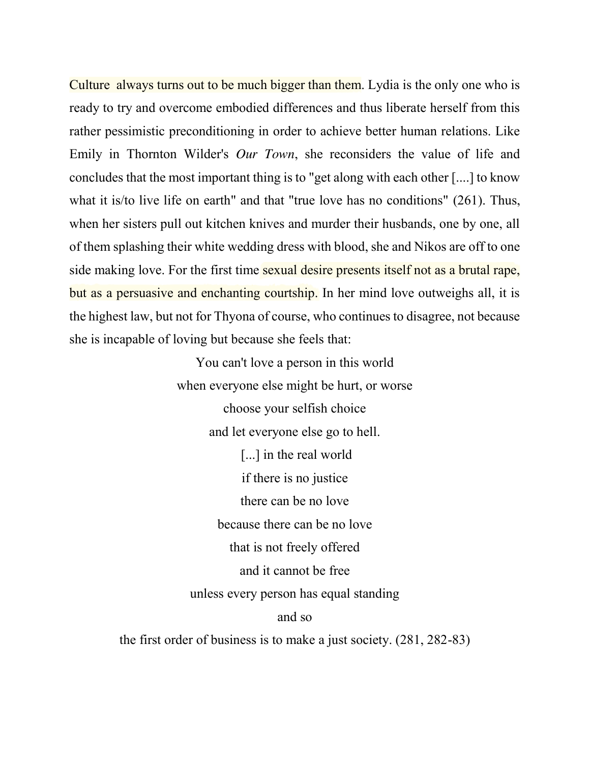Culture always turns out to be much bigger than them. Lydia is the only one who is ready to try and overcome embodied differences and thus liberate herself from this rather pessimistic preconditioning in order to achieve better human relations. Like Emily in Thornton Wilder's *Our Town*, she reconsiders the value of life and concludes that the most important thing is to "get along with each other [....] to know what it is/to live life on earth" and that "true love has no conditions" (261). Thus, when her sisters pull out kitchen knives and murder their husbands, one by one, all of them splashing their white wedding dress with blood, she and Nikos are off to one side making love. For the first time sexual desire presents itself not as a brutal rape, but as a persuasive and enchanting courtship. In her mind love outweighs all, it is the highest law, but not for Thyona of course, who continues to disagree, not because she is incapable of loving but because she feels that:

> You can't love a person in this world
> when everyone else might be hurt, or worse
> choose your selfish choice
> and let everyone else go to hell.
> [...] in the real world
> if there is no justice
> there can be no love
> because there can be no love
> that is not freely offered
> and it cannot be free
> unless every person has equal standing
> and so
> the first order of business is to make a just society. (281, 282-83)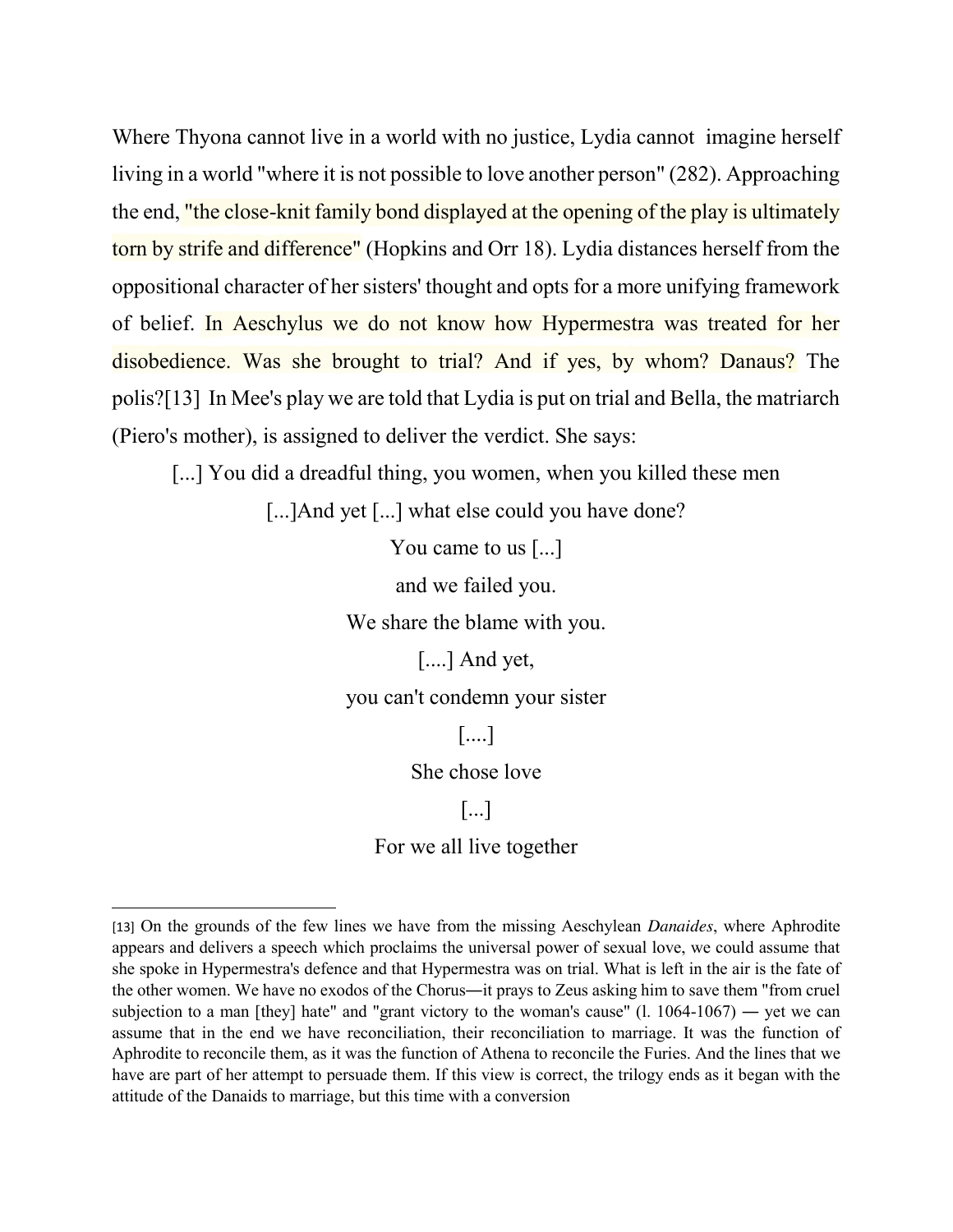Where Thyona cannot live in a world with no justice, Lydia cannot imagine herself living in a world "where it is not possible to love another person" (282). Approaching the end, "the close-knit family bond displayed at the opening of the play is ultimately torn by strife and difference" (Hopkins and Orr 18). Lydia distances herself from the oppositional character of her sisters' thought and opts for a more unifying framework of belief. In Aeschylus we do not know how Hypermestra was treated for her disobedience. Was she brought to trial? And if yes, by whom? Danaus? The polis?[13] In Mee's play we are told that Lydia is put on trial and Bella, the matriarch (Piero's mother), is assigned to deliver the verdict. She says:

> [...] You did a dreadful thing, you women, when you killed these men
>
> [...]And yet [...] what else could you have done?
>
> You came to us [...]
>
> and we failed you.
>
> We share the blame with you.
>
> [....] And yet,
>
> you can't condemn your sister
>
> [....]
>
> She chose love
>
> [...]
>
> For we all live together

---

[13] On the grounds of the few lines we have from the missing Aeschylean *Danaides*, where Aphrodite appears and delivers a speech which proclaims the universal power of sexual love, we could assume that she spoke in Hypermestra's defence and that Hypermestra was on trial. What is left in the air is the fate of the other women. We have no exodos of the Chorus—it prays to Zeus asking him to save them "from cruel subjection to a man [they] hate" and "grant victory to the woman's cause" (l. 1064-1067) — yet we can assume that in the end we have reconciliation, their reconciliation to marriage. It was the function of Aphrodite to reconcile them, as it was the function of Athena to reconcile the Furies. And the lines that we have are part of her attempt to persuade them. If this view is correct, the trilogy ends as it began with the attitude of the Danaids to marriage, but this time with a conversion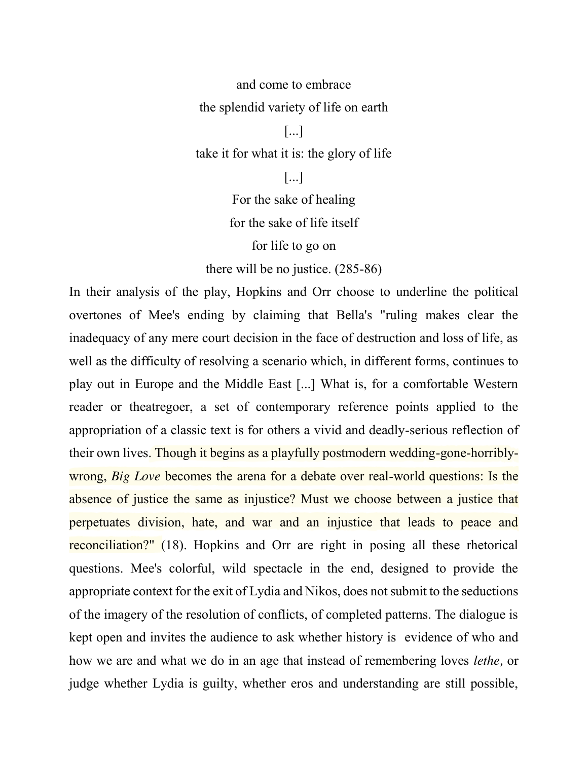and come to embrace

the splendid variety of life on earth

[...]

take it for what it is: the glory of life

[...]

For the sake of healing

for the sake of life itself

for life to go on

there will be no justice. (285-86)

In their analysis of the play, Hopkins and Orr choose to underline the political overtones of Mee's ending by claiming that Bella's "ruling makes clear the inadequacy of any mere court decision in the face of destruction and loss of life, as well as the difficulty of resolving a scenario which, in different forms, continues to play out in Europe and the Middle East [...] What is, for a comfortable Western reader or theatregoer, a set of contemporary reference points applied to the appropriation of a classic text is for others a vivid and deadly-serious reflection of their own lives. Though it begins as a playfully postmodern wedding-gone-horribly-wrong, *Big Love* becomes the arena for a debate over real-world questions: Is the absence of justice the same as injustice? Must we choose between a justice that perpetuates division, hate, and war and an injustice that leads to peace and reconciliation?" (18). Hopkins and Orr are right in posing all these rhetorical questions. Mee's colorful, wild spectacle in the end, designed to provide the appropriate context for the exit of Lydia and Nikos, does not submit to the seductions of the imagery of the resolution of conflicts, of completed patterns. The dialogue is kept open and invites the audience to ask whether history is evidence of who and how we are and what we do in an age that instead of remembering loves *lethe,* or judge whether Lydia is guilty, whether eros and understanding are still possible,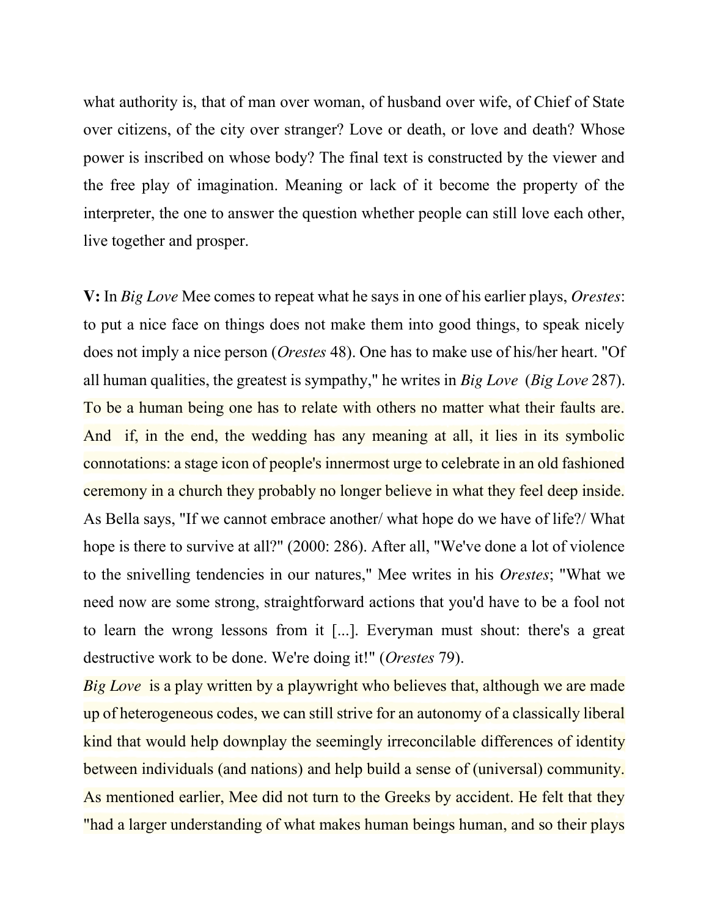what authority is, that of man over woman, of husband over wife, of Chief of State over citizens, of the city over stranger? Love or death, or love and death? Whose power is inscribed on whose body? The final text is constructed by the viewer and the free play of imagination. Meaning or lack of it become the property of the interpreter, the one to answer the question whether people can still love each other, live together and prosper.

**V:** In *Big Love* Mee comes to repeat what he says in one of his earlier plays, *Orestes*: to put a nice face on things does not make them into good things, to speak nicely does not imply a nice person (*Orestes* 48). One has to make use of his/her heart. "Of all human qualities, the greatest is sympathy," he writes in *Big Love* (*Big Love* 287). To be a human being one has to relate with others no matter what their faults are. And if, in the end, the wedding has any meaning at all, it lies in its symbolic connotations: a stage icon of people's innermost urge to celebrate in an old fashioned ceremony in a church they probably no longer believe in what they feel deep inside. As Bella says, "If we cannot embrace another/ what hope do we have of life?/ What hope is there to survive at all?" (2000: 286). After all, "We've done a lot of violence to the snivelling tendencies in our natures," Mee writes in his *Orestes*; "What we need now are some strong, straightforward actions that you'd have to be a fool not to learn the wrong lessons from it [...]. Everyman must shout: there's a great destructive work to be done. We're doing it!" (*Orestes* 79).

*Big Love* is a play written by a playwright who believes that, although we are made up of heterogeneous codes, we can still strive for an autonomy of a classically liberal kind that would help downplay the seemingly irreconcilable differences of identity between individuals (and nations) and help build a sense of (universal) community. As mentioned earlier, Mee did not turn to the Greeks by accident. He felt that they "had a larger understanding of what makes human beings human, and so their plays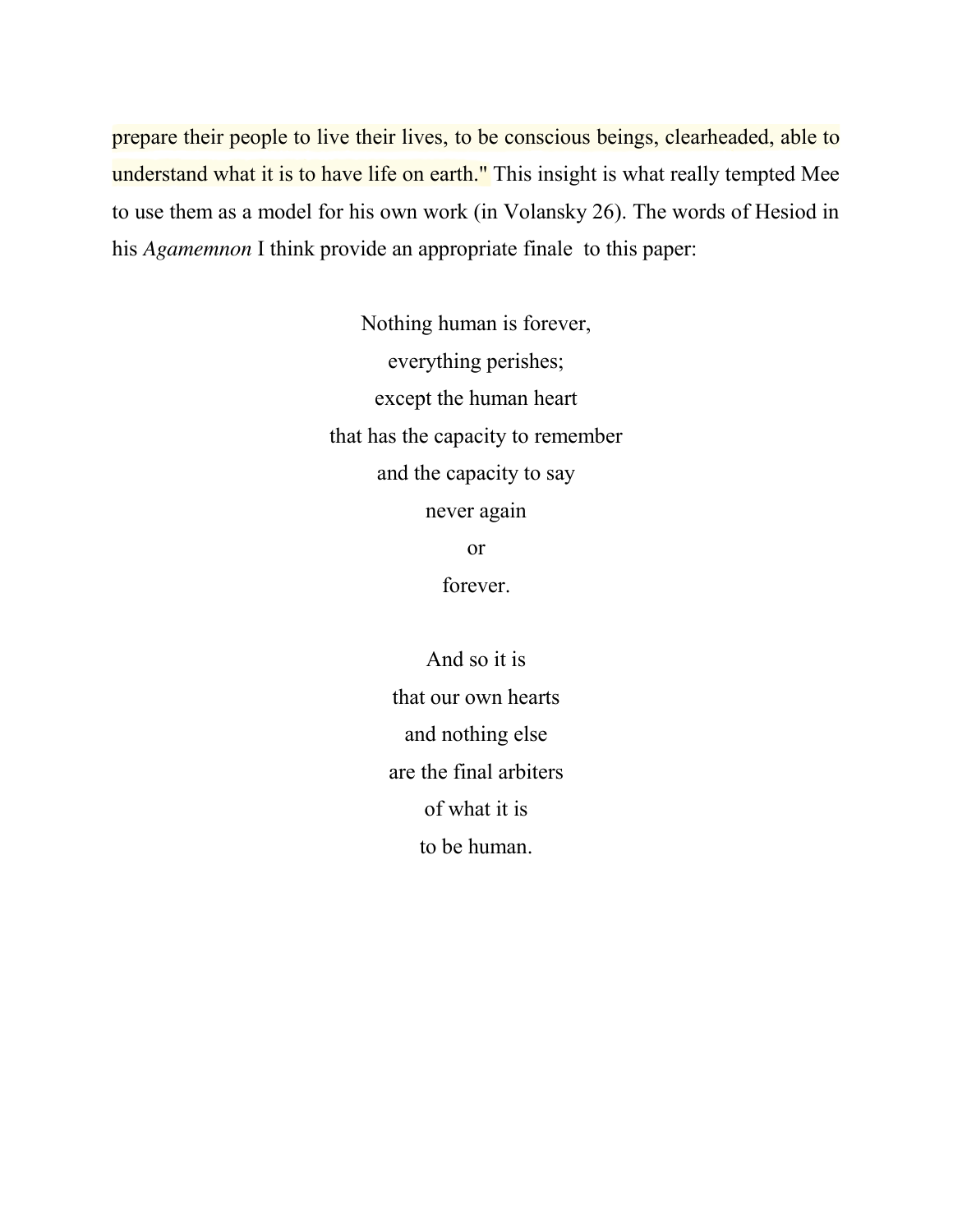prepare their people to live their lives, to be conscious beings, clearheaded, able to understand what it is to have life on earth." This insight is what really tempted Mee to use them as a model for his own work (in Volansky 26). The words of Hesiod in his *Agamemnon* I think provide an appropriate finale to this paper:

> Nothing human is forever,
> everything perishes;
> except the human heart
> that has the capacity to remember
> and the capacity to say
> never again
> or
> forever.
>
> And so it is
> that our own hearts
> and nothing else
> are the final arbiters
> of what it is
> to be human.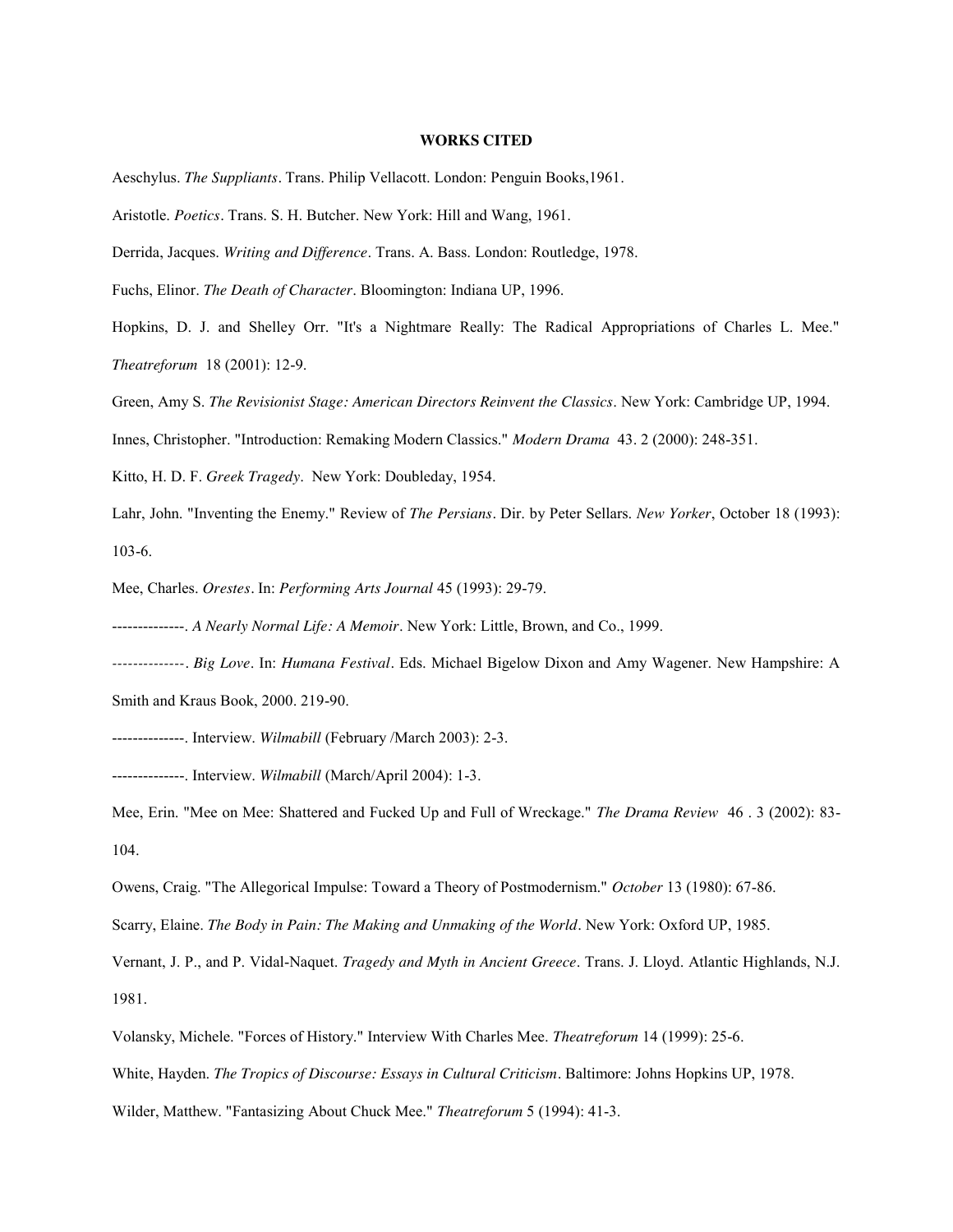**WORKS CITED**

Aeschylus. *The Suppliants*. Trans. Philip Vellacott. London: Penguin Books,1961.

Aristotle. *Poetics*. Trans. S. H. Butcher. New York: Hill and Wang, 1961.

Derrida, Jacques. *Writing and Difference*. Trans. A. Bass. London: Routledge, 1978.

Fuchs, Elinor. *The Death of Character*. Bloomington: Indiana UP, 1996.

Hopkins, D. J. and Shelley Orr. "It's a Nightmare Really: The Radical Appropriations of Charles L. Mee." *Theatreforum* 18 (2001): 12-9.

Green, Amy S. *The Revisionist Stage: American Directors Reinvent the Classics*. New York: Cambridge UP, 1994.

Innes, Christopher. "Introduction: Remaking Modern Classics." *Modern Drama* 43. 2 (2000): 248-351.

Kitto, H. D. F. *Greek Tragedy*. New York: Doubleday, 1954.

Lahr, John. "Inventing the Enemy." Review of *The Persians*. Dir. by Peter Sellars. *New Yorker*, October 18 (1993): 103-6.

Mee, Charles. *Orestes*. In: *Performing Arts Journal* 45 (1993): 29-79.

--------------. *A Nearly Normal Life: A Memoir*. New York: Little, Brown, and Co., 1999.

--------------. *Big Love*. In: *Humana Festival*. Eds. Michael Bigelow Dixon and Amy Wagener. New Hampshire: A Smith and Kraus Book, 2000. 219-90.

--------------. Interview. *Wilmabill* (February /March 2003): 2-3.

--------------. Interview. *Wilmabill* (March/April 2004): 1-3.

Mee, Erin. "Mee on Mee: Shattered and Fucked Up and Full of Wreckage." *The Drama Review* 46 . 3 (2002): 83-104.

Owens, Craig. "The Allegorical Impulse: Toward a Theory of Postmodernism." *October* 13 (1980): 67-86.

Scarry, Elaine. *The Body in Pain: The Making and Unmaking of the World*. New York: Oxford UP, 1985.

Vernant, J. P., and P. Vidal-Naquet. *Tragedy and Myth in Ancient Greece*. Trans. J. Lloyd. Atlantic Highlands, N.J. 1981.

Volansky, Michele. "Forces of History." Interview With Charles Mee. *Theatreforum* 14 (1999): 25-6.

White, Hayden. *The Tropics of Discourse: Essays in Cultural Criticism*. Baltimore: Johns Hopkins UP, 1978.

Wilder, Matthew. "Fantasizing About Chuck Mee." *Theatreforum* 5 (1994): 41-3.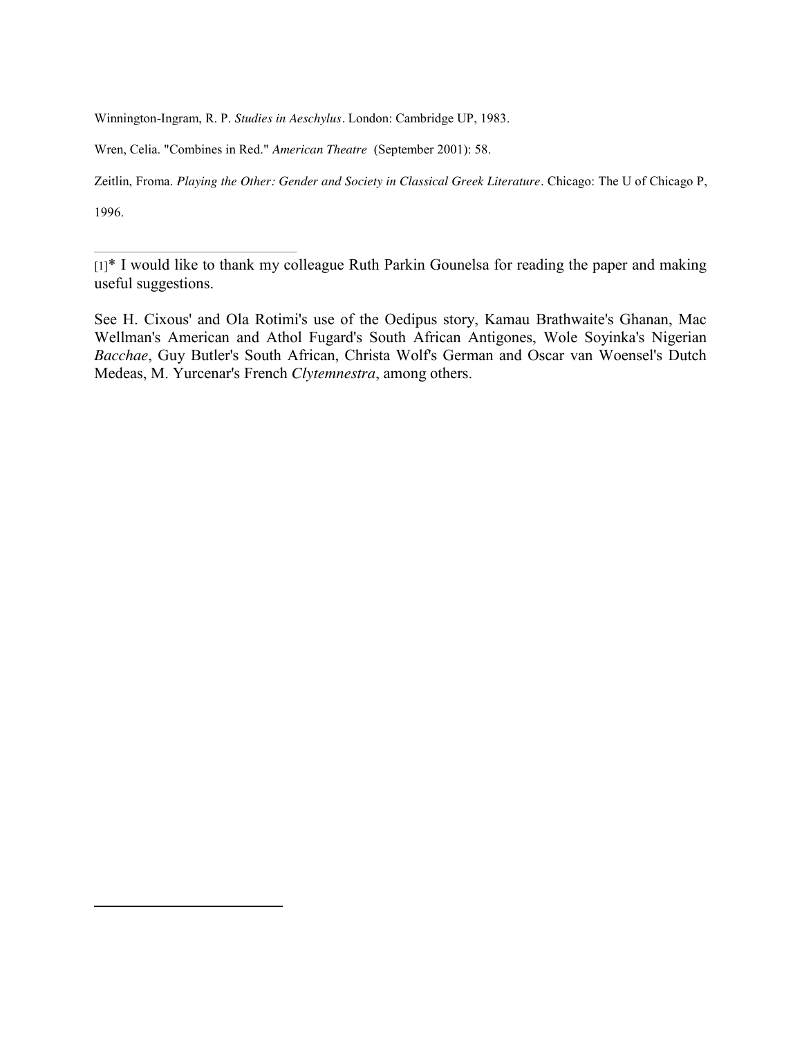Winnington-Ingram, R. P. *Studies in Aeschylus*. London: Cambridge UP, 1983.

Wren, Celia. "Combines in Red." *American Theatre* (September 2001): 58.

Zeitlin, Froma. *Playing the Other: Gender and Society in Classical Greek Literature*. Chicago: The U of Chicago P, 1996.

---

[1]* I would like to thank my colleague Ruth Parkin Gounelsa for reading the paper and making useful suggestions.

See H. Cixous' and Ola Rotimi's use of the Oedipus story, Kamau Brathwaite's Ghanan, Mac Wellman's American and Athol Fugard's South African Antigones, Wole Soyinka's Nigerian *Bacchae*, Guy Butler's South African, Christa Wolf's German and Oscar van Woensel's Dutch Medeas, M. Yurcenar's French *Clytemnestra*, among others.